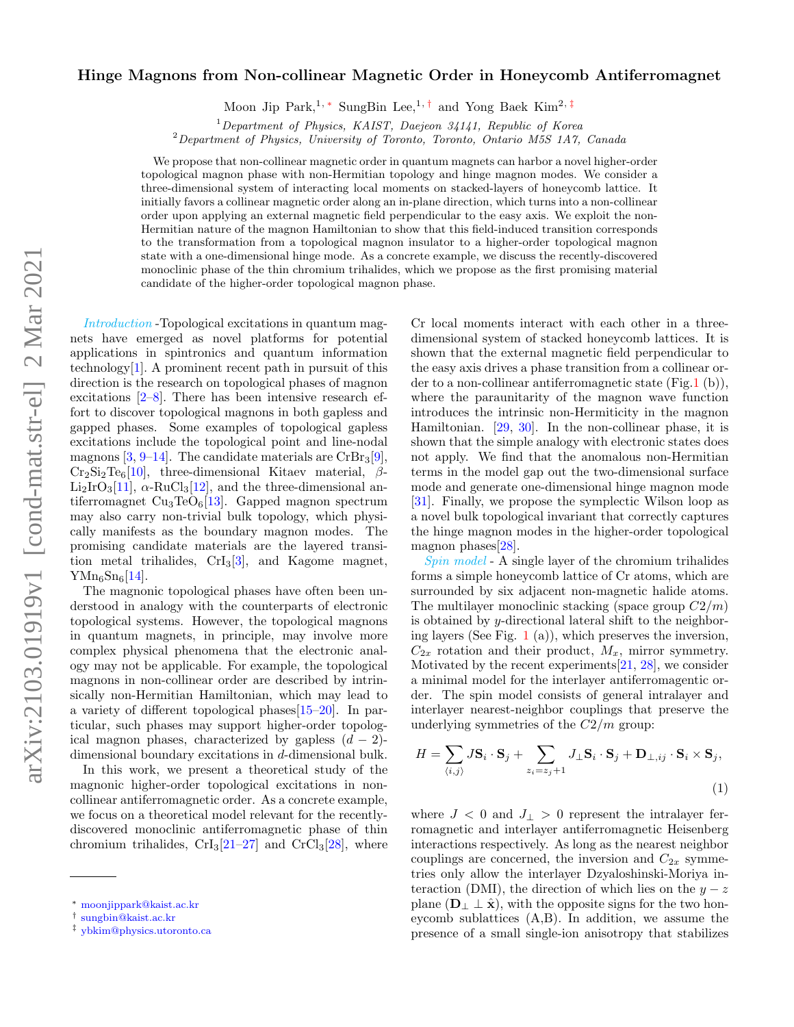# Hinge Magnons from Non-collinear Magnetic Order in Honeycomb Antiferromagnet

Moon Jip Park,[1,*] SungBin Lee,[1,†] and Yong Baek Kim[2,‡]

[1]*Department of Physics, KAIST, Daejeon 34141, Republic of Korea*
[2]*Department of Physics, University of Toronto, Toronto, Ontario M5S 1A7, Canada*

We propose that non-collinear magnetic order in quantum magnets can harbor a novel higher-order topological magnon phase with non-Hermitian topology and hinge magnon modes. We consider a three-dimensional system of interacting local moments on stacked-layers of honeycomb lattice. It initially favors a collinear magnetic order along an in-plane direction, which turns into a non-collinear order upon applying an external magnetic field perpendicular to the easy axis. We exploit the non-Hermitian nature of the magnon Hamiltonian to show that this field-induced transition corresponds to the transformation from a topological magnon insulator to a higher-order topological magnon state with a one-dimensional hinge mode. As a concrete example, we discuss the recently-discovered monoclinic phase of the thin chromium trihalides, which we propose as the first promising material candidate of the higher-order topological magnon phase.

*Introduction* -Topological excitations in quantum magnets have emerged as novel platforms for potential applications in spintronics and quantum information technology[1]. A prominent recent path in pursuit of this direction is the research on topological phases of magnon excitations [2–8]. There has been intensive research effort to discover topological magnons in both gapless and gapped phases. Some examples of topological gapless excitations include the topological point and line-nodal magnons [3, 9–14]. The candidate materials are $CrBr_3$[9], $Cr_2Si_2Te_6$[10], three-dimensional Kitaev material, $\beta$-$Li_2IrO_3$[11], $\alpha$-$RuCl_3$[12], and the three-dimensional antiferromagnet $Cu_3TeO_6$[13]. Gapped magnon spectrum may also carry non-trivial bulk topology, which physically manifests as the boundary magnon modes. The promising candidate materials are the layered transition metal trihalides, $CrI_3$[3], and Kagome magnet, $YMn_6Sn_6$[14].

The magnonic topological phases have often been understood in analogy with the counterparts of electronic topological systems. However, the topological magnons in quantum magnets, in principle, may involve more complex physical phenomena that the electronic analogy may not be applicable. For example, the topological magnons in non-collinear order are described by intrinsically non-Hermitian Hamiltonian, which may lead to a variety of different topological phases[15–20]. In particular, such phases may support higher-order topological magnon phases, characterized by gapless $(d-2)$-dimensional boundary excitations in $d$-dimensional bulk.

In this work, we present a theoretical study of the magnonic higher-order topological excitations in non-collinear antiferromagnetic order. As a concrete example, we focus on a theoretical model relevant for the recently-discovered monoclinic antiferromagnetic phase of thin chromium trihalides, $CrI_3$[21–27] and $CrCl_3$[28], where Cr local moments interact with each other in a three-dimensional system of stacked honeycomb lattices. It is shown that the external magnetic field perpendicular to the easy axis drives a phase transition from a collinear order to a non-collinear antiferromagnetic state (Fig.1 (b)), where the paraunitarity of the magnon wave function introduces the intrinsic non-Hermiticity in the magnon Hamiltonian. [29, 30]. In the non-collinear phase, it is shown that the simple analogy with electronic states does not apply. We find that the anomalous non-Hermitian terms in the model gap out the two-dimensional surface mode and generate one-dimensional hinge magnon mode [31]. Finally, we propose the symplectic Wilson loop as a novel bulk topological invariant that correctly captures the hinge magnon modes in the higher-order topological magnon phases[28].

*Spin model* - A single layer of the chromium trihalides forms a simple honeycomb lattice of Cr atoms, which are surrounded by six adjacent non-magnetic halide atoms. The multilayer monoclinic stacking (space group $C2/m$) is obtained by $y$-directional lateral shift to the neighboring layers (See Fig. 1 (a)), which preserves the inversion, $C_{2x}$ rotation and their product, $M_x$, mirror symmetry. Motivated by the recent experiments[21, 28], we consider a minimal model for the interlayer antiferromagentic order. The spin model consists of general intralayer and interlayer nearest-neighbor couplings that preserve the underlying symmetries of the $C2/m$ group:

$$H = \sum_{\langle i,j \rangle} J \mathbf{S}_i \cdot \mathbf{S}_j + \sum_{z_i = z_j + 1} J_\perp \mathbf{S}_i \cdot \mathbf{S}_j + \mathbf{D}_{\perp,ij} \cdot \mathbf{S}_i \times \mathbf{S}_j, \tag{1}$$

where $J < 0$ and $J_\perp > 0$ represent the intralayer ferromagnetic and interlayer antiferromagnetic Heisenberg interactions respectively. As long as the nearest neighbor couplings are concerned, the inversion and $C_{2x}$ symmetries only allow the interlayer Dzyaloshinski-Moriya interaction (DMI), the direction of which lies on the $y-z$ plane ($\mathbf{D}_\perp \perp \hat{\mathbf{x}}$), with the opposite signs for the two honeycomb sublattices (A,B). In addition, we assume the presence of a small single-ion anisotropy that stabilizes

---

[*] moonjippark@kaist.ac.kr
[†] sungbin@kaist.ac.kr
[‡] ybkim@physics.utoronto.ca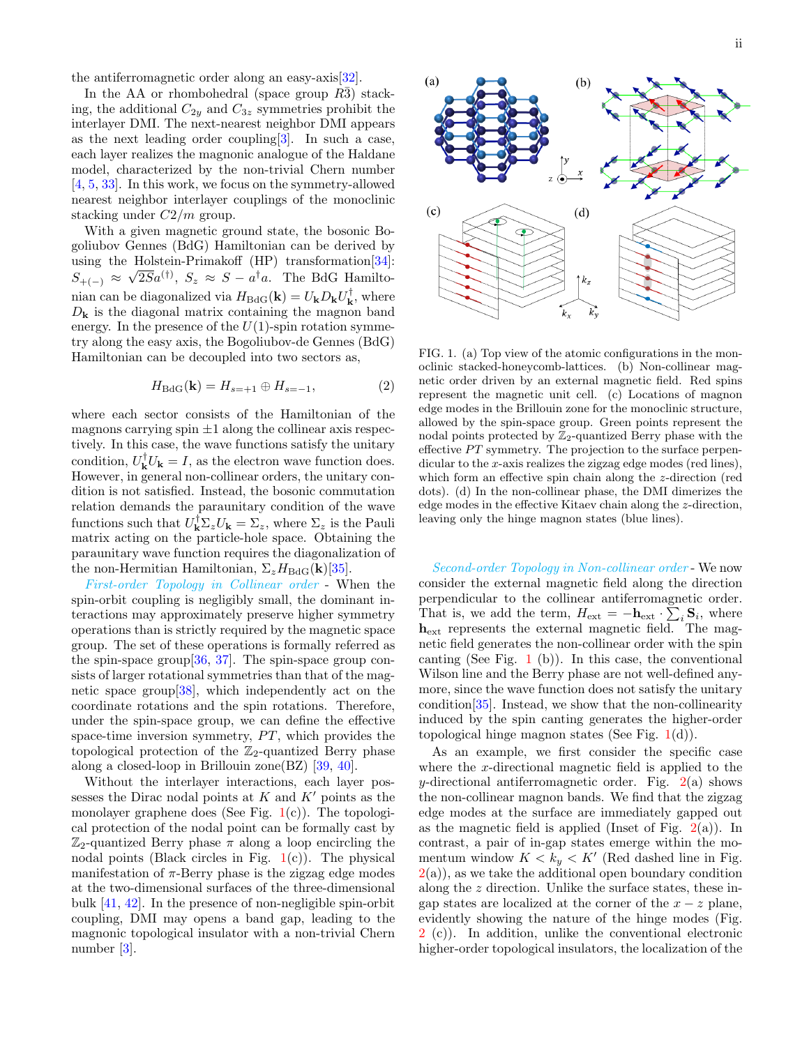the antiferromagnetic order along an easy-axis[32].

In the AA or rhombohedral (space group $R\bar{3}$) stacking, the additional $C_{2y}$ and $C_{3z}$ symmetries prohibit the interlayer DMI. The next-nearest neighbor DMI appears as the next leading order coupling[3]. In such a case, each layer realizes the magnonic analogue of the Haldane model, characterized by the non-trivial Chern number [4, 5, 33]. In this work, we focus on the symmetry-allowed nearest neighbor interlayer couplings of the monoclinic stacking under $C2/m$ group.

With a given magnetic ground state, the bosonic Bogoliubov Gennes (BdG) Hamiltonian can be derived by using the Holstein-Primakoff (HP) transformation[34]: $S_{+(-)} \approx \sqrt{2S}a^{(\dagger)}$, $S_z \approx S - a^\dagger a$. The BdG Hamiltonian can be diagonalized via $H_{\rm BdG}(\mathbf{k}) = U_{\mathbf{k}} D_{\mathbf{k}} U_{\mathbf{k}}^\dagger$, where $D_{\mathbf{k}}$ is the diagonal matrix containing the magnon band energy. In the presence of the $U(1)$-spin rotation symmetry along the easy axis, the Bogoliubov-de Gennes (BdG) Hamiltonian can be decoupled into two sectors as,

$$H_{\rm BdG}(\mathbf{k}) = H_{s=+1} \oplus H_{s=-1}, \tag{2}$$

where each sector consists of the Hamiltonian of the magnons carrying spin $\pm 1$ along the collinear axis respectively. In this case, the wave functions satisfy the unitary condition, $U_{\mathbf{k}}^\dagger U_{\mathbf{k}} = I$, as the electron wave function does. However, in general non-collinear orders, the unitary condition is not satisfied. Instead, the bosonic commutation relation demands the paraunitary condition of the wave functions such that $U_{\mathbf{k}}^\dagger \Sigma_z U_{\mathbf{k}} = \Sigma_z$, where $\Sigma_z$ is the Pauli matrix acting on the particle-hole space. Obtaining the paraunitary wave function requires the diagonalization of the non-Hermitian Hamiltonian, $\Sigma_z H_{\rm BdG}(\mathbf{k})$[35].

*First-order Topology in Collinear order* - When the spin-orbit coupling is negligibly small, the dominant interactions may approximately preserve higher symmetry operations than is strictly required by the magnetic space group. The set of these operations is formally referred as the spin-space group[36, 37]. The spin-space group consists of larger rotational symmetries than that of the magnetic space group[38], which independently act on the coordinate rotations and the spin rotations. Therefore, under the spin-space group, we can define the effective space-time inversion symmetry, $PT$, which provides the topological protection of the $\mathbb{Z}_2$-quantized Berry phase along a closed-loop in Brillouin zone(BZ) [39, 40].

Without the interlayer interactions, each layer possesses the Dirac nodal points at $K$ and $K'$ points as the monolayer graphene does (See Fig. 1(c)). The topological protection of the nodal point can be formally cast by $\mathbb{Z}_2$-quantized Berry phase $\pi$ along a loop encircling the nodal points (Black circles in Fig. 1(c)). The physical manifestation of $\pi$-Berry phase is the zigzag edge modes at the two-dimensional surfaces of the three-dimensional bulk [41, 42]. In the presence of non-negligible spin-orbit coupling, DMI may opens a band gap, leading to the magnonic topological insulator with a non-trivial Chern number [3].

FIG. 1. (a) Top view of the atomic configurations in the monoclinic stacked-honeycomb-lattices. (b) Non-collinear magnetic order driven by an external magnetic field. Red spins represent the magnetic unit cell. (c) Locations of magnon edge modes in the Brillouin zone for the monoclinic structure, allowed by the spin-space group. Green points represent the nodal points protected by $\mathbb{Z}_2$-quantized Berry phase with the effective $PT$ symmetry. The projection to the surface perpendicular to the $x$-axis realizes the zigzag edge modes (red lines), which form an effective spin chain along the $z$-direction (red dots). (d) In the non-collinear phase, the DMI dimerizes the edge modes in the effective Kitaev chain along the $z$-direction, leaving only the hinge magnon states (blue lines).

*Second-order Topology in Non-collinear order* - We now consider the external magnetic field along the direction perpendicular to the collinear antiferromagnetic order. That is, we add the term, $H_{\rm ext} = -\mathbf{h}_{\rm ext} \cdot \sum_i \mathbf{S}_i$, where $\mathbf{h}_{\rm ext}$ represents the external magnetic field. The magnetic field generates the non-collinear order with the spin canting (See Fig. 1 (b)). In this case, the conventional Wilson line and the Berry phase are not well-defined anymore, since the wave function does not satisfy the unitary condition[35]. Instead, we show that the non-collinearity induced by the spin canting generates the higher-order topological hinge magnon states (See Fig. 1(d)).

As an example, we first consider the specific case where the $x$-directional magnetic field is applied to the $y$-directional antiferromagnetic order. Fig. 2(a) shows the non-collinear magnon bands. We find that the zigzag edge modes at the surface are immediately gapped out as the magnetic field is applied (Inset of Fig. 2(a)). In contrast, a pair of in-gap states emerge within the momentum window $K < k_y < K'$ (Red dashed line in Fig. 2(a)), as we take the additional open boundary condition along the $z$ direction. Unlike the surface states, these in-gap states are localized at the corner of the $x-z$ plane, evidently showing the nature of the hinge modes (Fig. 2 (c)). In addition, unlike the conventional electronic higher-order topological insulators, the localization of the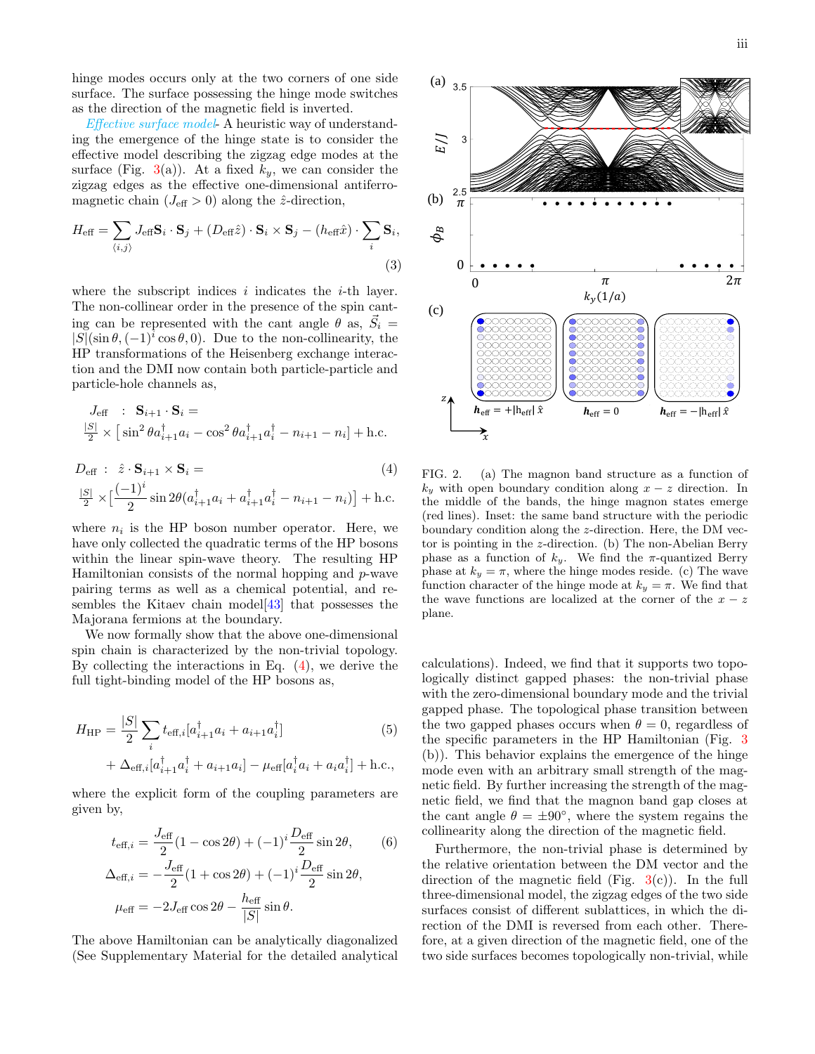hinge modes occurs only at the two corners of one side surface. The surface possessing the hinge mode switches as the direction of the magnetic field is inverted.

*Effective surface model*- A heuristic way of understanding the emergence of the hinge state is to consider the effective model describing the zigzag edge modes at the surface (Fig. 3(a)). At a fixed $k_y$, we can consider the zigzag edges as the effective one-dimensional antiferromagnetic chain ($J_{\rm eff} > 0$) along the $\hat{z}$-direction,

$$H_{\rm eff} = \sum_{\langle i,j\rangle} J_{\rm eff}\mathbf{S}_i \cdot \mathbf{S}_j + (D_{\rm eff}\hat{z}) \cdot \mathbf{S}_i \times \mathbf{S}_j - (h_{\rm eff}\hat{x}) \cdot \sum_i \mathbf{S}_i, \quad (3)$$

where the subscript indices $i$ indicates the $i$-th layer. The non-collinear order in the presence of the spin canting can be represented with the cant angle $\theta$ as, $\vec{S}_i = |S|(\sin\theta, (-1)^i \cos\theta, 0)$. Due to the non-collinearity, the HP transformations of the Heisenberg exchange interaction and the DMI now contain both particle-particle and particle-hole channels as,

$$\begin{aligned}
J_{\rm eff} &: \mathbf{S}_{i+1} \cdot \mathbf{S}_i = \\
&\tfrac{|S|}{2} \times \left[\sin^2\theta a^\dagger_{i+1}a_i - \cos^2\theta a^\dagger_{i+1}a^\dagger_i - n_{i+1} - n_i\right] + \text{h.c.} \\
D_{\rm eff} &: \hat{z} \cdot \mathbf{S}_{i+1} \times \mathbf{S}_i = \\
&\tfrac{|S|}{2} \times \left[\frac{(-1)^i}{2}\sin 2\theta (a^\dagger_{i+1}a_i + a^\dagger_{i+1}a^\dagger_i - n_{i+1} - n_i)\right] + \text{h.c.}
\end{aligned} \quad (4)$$

where $n_i$ is the HP boson number operator. Here, we have only collected the quadratic terms of the HP bosons within the linear spin-wave theory. The resulting HP Hamiltonian consists of the normal hopping and $p$-wave pairing terms as well as a chemical potential, and resembles the Kitaev chain model[43] that possesses the Majorana fermions at the boundary.

We now formally show that the above one-dimensional spin chain is characterized by the non-trivial topology. By collecting the interactions in Eq. (4), we derive the full tight-binding model of the HP bosons as,

$$\begin{aligned}
H_{\rm HP} = \frac{|S|}{2} \sum_i t_{{\rm eff},i}[a^\dagger_{i+1}a_i + a_{i+1}a^\dagger_i] \\
+ \Delta_{{\rm eff},i}[a^\dagger_{i+1}a^\dagger_i + a_{i+1}a_i] - \mu_{\rm eff}[a^\dagger_i a_i + a_i a^\dagger_i] + \text{h.c.},
\end{aligned} \quad (5)$$

where the explicit form of the coupling parameters are given by,

$$\begin{aligned}
t_{{\rm eff},i} &= \frac{J_{\rm eff}}{2}(1-\cos 2\theta) + (-1)^i \frac{D_{\rm eff}}{2}\sin 2\theta, \\
\Delta_{{\rm eff},i} &= -\frac{J_{\rm eff}}{2}(1+\cos 2\theta) + (-1)^i \frac{D_{\rm eff}}{2}\sin 2\theta, \\
\mu_{\rm eff} &= -2J_{\rm eff}\cos 2\theta - \frac{h_{\rm eff}}{|S|}\sin\theta.
\end{aligned} \quad (6)$$

The above Hamiltonian can be analytically diagonalized (See Supplementary Material for the detailed analytical calculations). Indeed, we find that it supports two topologically distinct gapped phases: the non-trivial phase with the zero-dimensional boundary mode and the trivial gapped phase. The topological phase transition between the two gapped phases occurs when $\theta = 0$, regardless of the specific parameters in the HP Hamiltonian (Fig. 3(b)). This behavior explains the emergence of the hinge mode even with an arbitrary small strength of the magnetic field. By further increasing the strength of the magnetic field, we find that the magnon band gap closes at the cant angle $\theta = \pm 90^\circ$, where the system regains the collinearity along the direction of the magnetic field.

Furthermore, the non-trivial phase is determined by the relative orientation between the DM vector and the direction of the magnetic field (Fig. 3(c)). In the full three-dimensional model, the zigzag edges of the two side surfaces consist of different sublattices, in which the direction of the DMI is reversed from each other. Therefore, at a given direction of the magnetic field, one of the two side surfaces becomes topologically non-trivial, while

FIG. 2. (a) The magnon band structure as a function of $k_y$ with open boundary condition along $x-z$ direction. In the middle of the bands, the hinge magnon states emerge (red lines). Inset: the same band structure with the periodic boundary condition along the $z$-direction. Here, the DM vector is pointing in the $z$-direction. (b) The non-Abelian Berry phase as a function of $k_y$. We find the $\pi$-quantized Berry phase at $k_y = \pi$, where the hinge modes reside. (c) The wave function character of the hinge mode at $k_y = \pi$. We find that the wave functions are localized at the corner of the $x-z$ plane.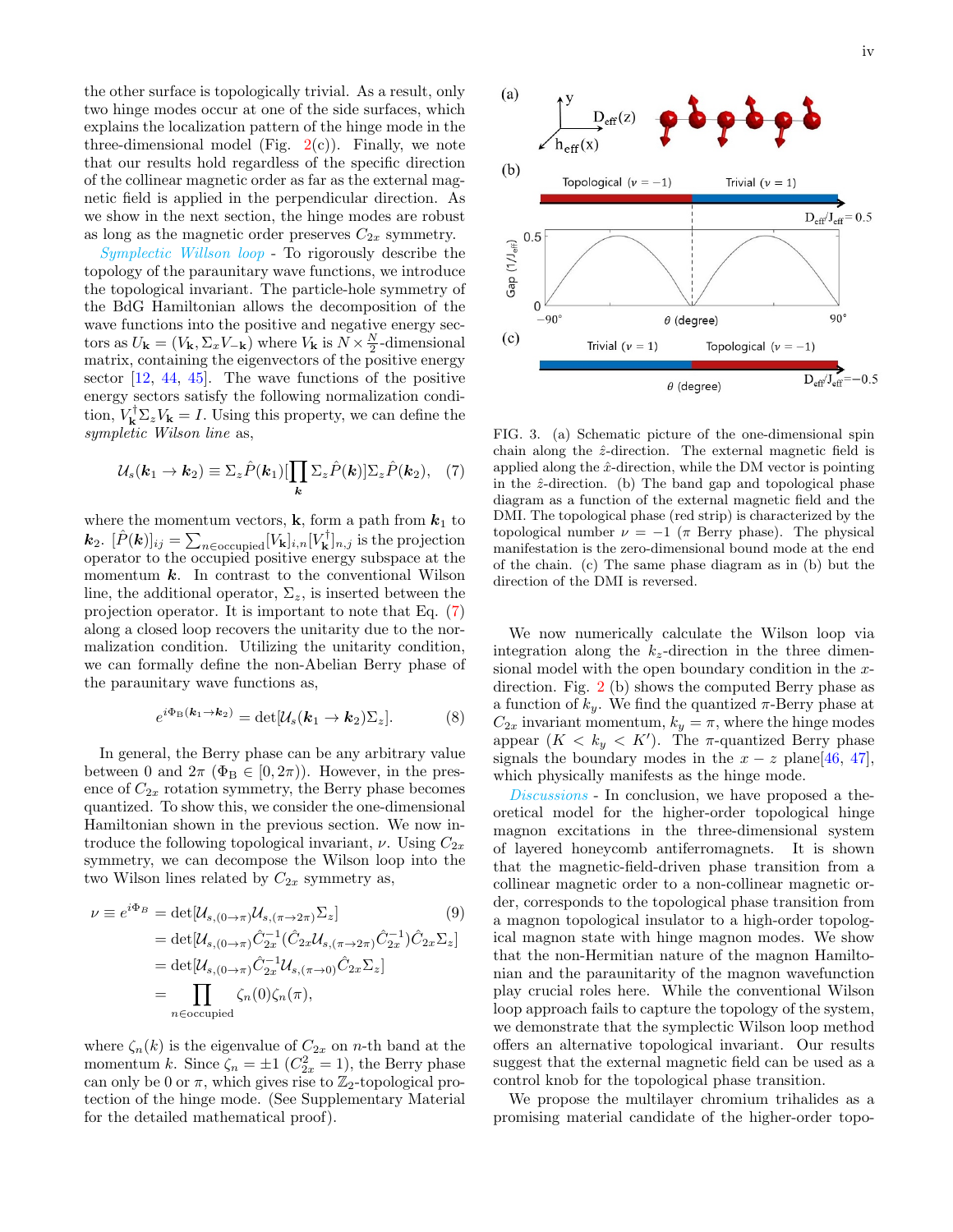the other surface is topologically trivial. As a result, only two hinge modes occur at one of the side surfaces, which explains the localization pattern of the hinge mode in the three-dimensional model (Fig. 2(c)). Finally, we note that our results hold regardless of the specific direction of the collinear magnetic order as far as the external magnetic field is applied in the perpendicular direction. As we show in the next section, the hinge modes are robust as long as the magnetic order preserves $C_{2x}$ symmetry.

*Symplectic Willson loop* - To rigorously describe the topology of the paraunitary wave functions, we introduce the topological invariant. The particle-hole symmetry of the BdG Hamiltonian allows the decomposition of the wave functions into the positive and negative energy sectors as $U_{\mathbf{k}} = (V_{\mathbf{k}}, \Sigma_x V_{-\mathbf{k}})$ where $V_{\mathbf{k}}$ is $N \times \frac{N}{2}$-dimensional matrix, containing the eigenvectors of the positive energy sector [12, 44, 45]. The wave functions of the positive energy sectors satisfy the following normalization condition, $V_{\mathbf{k}}^{\dagger} \Sigma_z V_{\mathbf{k}} = I$. Using this property, we can define the *sympletic Wilson line* as,

$$\mathcal{U}_s(\boldsymbol{k}_1 \rightarrow \boldsymbol{k}_2) \equiv \Sigma_z \hat{P}(\boldsymbol{k}_1)[\prod_{\boldsymbol{k}} \Sigma_z \hat{P}(\boldsymbol{k})]\Sigma_z \hat{P}(\boldsymbol{k}_2), \quad (7)$$

where the momentum vectors, $\mathbf{k}$, form a path from $\boldsymbol{k}_1$ to $\boldsymbol{k}_2$. $[\hat{P}(\boldsymbol{k})]_{ij} = \sum_{n \in \text{occupied}} [V_{\mathbf{k}}]_{i,n} [V_{\mathbf{k}}^{\dagger}]_{n,j}$ is the projection operator to the occupied positive energy subspace at the momentum $\boldsymbol{k}$. In contrast to the conventional Wilson line, the additional operator, $\Sigma_z$, is inserted between the projection operator. It is important to note that Eq. (7) along a closed loop recovers the unitarity due to the normalization condition. Utilizing the unitarity condition, we can formally define the non-Abelian Berry phase of the paraunitary wave functions as,

$$e^{i\Phi_{\mathrm{B}}(\boldsymbol{k}_1 \rightarrow \boldsymbol{k}_2)} = \det[\mathcal{U}_s(\boldsymbol{k}_1 \rightarrow \boldsymbol{k}_2)\Sigma_z]. \quad (8)$$

In general, the Berry phase can be any arbitrary value between 0 and $2\pi$ ($\Phi_{\mathrm{B}} \in [0, 2\pi)$). However, in the presence of $C_{2x}$ rotation symmetry, the Berry phase becomes quantized. To show this, we consider the one-dimensional Hamiltonian shown in the previous section. We now introduce the following topological invariant, $\nu$. Using $C_{2x}$ symmetry, we can decompose the Wilson loop into the two Wilson lines related by $C_{2x}$ symmetry as,

$$\begin{aligned}
\nu \equiv e^{i\Phi_B} &= \det[\mathcal{U}_{s,(0\rightarrow\pi)}\mathcal{U}_{s,(\pi\rightarrow 2\pi)}\Sigma_z] \quad (9)\\
&= \det[\mathcal{U}_{s,(0\rightarrow\pi)}\hat{C}_{2x}^{-1}(\hat{C}_{2x}\mathcal{U}_{s,(\pi\rightarrow 2\pi)}\hat{C}_{2x}^{-1})\hat{C}_{2x}\Sigma_z]\\
&= \det[\mathcal{U}_{s,(0\rightarrow\pi)}\hat{C}_{2x}^{-1}\mathcal{U}_{s,(\pi\rightarrow 0)}\hat{C}_{2x}\Sigma_z]\\
&= \prod_{n \in \text{occupied}} \zeta_n(0)\zeta_n(\pi),
\end{aligned}$$

where $\zeta_n(k)$ is the eigenvalue of $C_{2x}$ on $n$-th band at the momentum $k$. Since $\zeta_n = \pm 1$ ($C_{2x}^2 = 1$), the Berry phase can only be 0 or $\pi$, which gives rise to $\mathbb{Z}_2$-topological protection of the hinge mode. (See Supplementary Material for the detailed mathematical proof).

FIG. 3. (a) Schematic picture of the one-dimensional spin chain along the $\hat{z}$-direction. The external magnetic field is applied along the $\hat{x}$-direction, while the DM vector is pointing in the $\hat{z}$-direction. (b) The band gap and topological phase diagram as a function of the external magnetic field and the DMI. The topological phase (red strip) is characterized by the topological number $\nu = -1$ ($\pi$ Berry phase). The physical manifestation is the zero-dimensional bound mode at the end of the chain. (c) The same phase diagram as in (b) but the direction of the DMI is reversed.

We now numerically calculate the Wilson loop via integration along the $k_z$-direction in the three dimensional model with the open boundary condition in the $x$-direction. Fig. 2 (b) shows the computed Berry phase as a function of $k_y$. We find the quantized $\pi$-Berry phase at $C_{2x}$ invariant momentum, $k_y = \pi$, where the hinge modes appear ($K < k_y < K'$). The $\pi$-quantized Berry phase signals the boundary modes in the $x-z$ plane[46, 47], which physically manifests as the hinge mode.

*Discussions* - In conclusion, we have proposed a theoretical model for the higher-order topological hinge magnon excitations in the three-dimensional system of layered honeycomb antiferromagnets. It is shown that the magnetic-field-driven phase transition from a collinear magnetic order to a non-collinear magnetic order, corresponds to the topological phase transition from a magnon topological insulator to a high-order topological magnon state with hinge magnon modes. We show that the non-Hermitian nature of the magnon Hamiltonian and the paraunitarity of the magnon wavefunction play crucial roles here. While the conventional Wilson loop approach fails to capture the topology of the system, we demonstrate that the symplectic Wilson loop method offers an alternative topological invariant. Our results suggest that the external magnetic field can be used as a control knob for the topological phase transition.

We propose the multilayer chromium trihalides as a promising material candidate of the higher-order topo-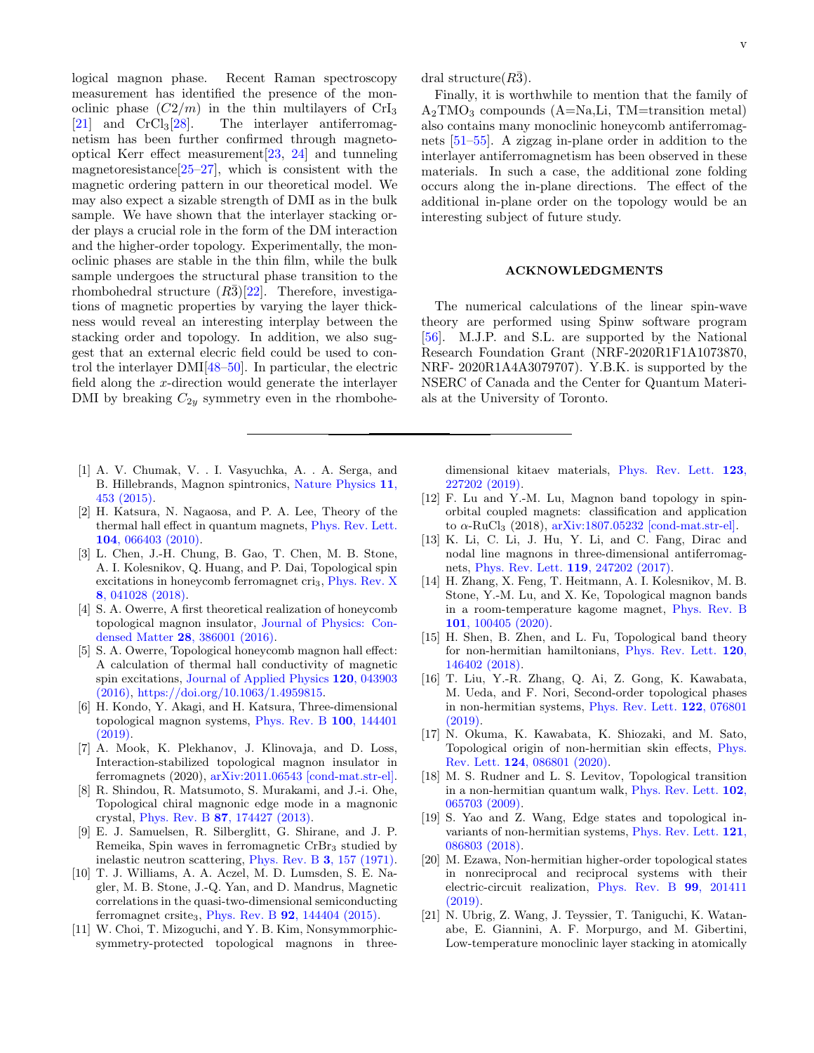logical magnon phase. Recent Raman spectroscopy measurement has identified the presence of the monoclinic phase ($C2/m$) in the thin multilayers of $CrI_3$ [21] and $CrCl_3$[28]. The interlayer antiferromagnetism has been further confirmed through magneto-optical Kerr effect measurement[23, 24] and tunneling magnetoresistance[25–27], which is consistent with the magnetic ordering pattern in our theoretical model. We may also expect a sizable strength of DMI as in the bulk sample. We have shown that the interlayer stacking order plays a crucial role in the form of the DM interaction and the higher-order topology. Experimentally, the monoclinic phases are stable in the thin film, while the bulk sample undergoes the structural phase transition to the rhombohedral structure ($R\bar{3}$)[22]. Therefore, investigations of magnetic properties by varying the layer thickness would reveal an interesting interplay between the stacking order and topology. In addition, we also suggest that an external elecric field could be used to control the interlayer DMI[48–50]. In particular, the electric field along the $x$-direction would generate the interlayer DMI by breaking $C_{2y}$ symmetry even in the rhombohedral structure($R\bar{3}$).

Finally, it is worthwhile to mention that the family of $A_2TMO_3$ compounds (A=Na,Li, TM=transition metal) also contains many monoclinic honeycomb antiferromagnets [51–55]. A zigzag in-plane order in addition to the interlayer antiferromagnetism has been observed in these materials. In such a case, the additional zone folding occurs along the in-plane directions. The effect of the additional in-plane order on the topology would be an interesting subject of future study.

## ACKNOWLEDGMENTS

The numerical calculations of the linear spin-wave theory are performed using Spinw software program [56]. M.J.P. and S.L. are supported by the National Research Foundation Grant (NRF-2020R1F1A1073870, NRF- 2020R1A4A3079707). Y.B.K. is supported by the NSERC of Canada and the Center for Quantum Materials at the University of Toronto.

---

[1] A. V. Chumak, V. . I. Vasyuchka, A. . A. Serga, and B. Hillebrands, Magnon spintronics, Nature Physics **11**, 453 (2015).

[2] H. Katsura, N. Nagaosa, and P. A. Lee, Theory of the thermal hall effect in quantum magnets, Phys. Rev. Lett. **104**, 066403 (2010).

[3] L. Chen, J.-H. Chung, B. Gao, T. Chen, M. B. Stone, A. I. Kolesnikov, Q. Huang, and P. Dai, Topological spin excitations in honeycomb ferromagnet cri$_3$, Phys. Rev. X **8**, 041028 (2018).

[4] S. A. Owerre, A first theoretical realization of honeycomb topological magnon insulator, Journal of Physics: Condensed Matter **28**, 386001 (2016).

[5] S. A. Owerre, Topological honeycomb magnon hall effect: A calculation of thermal hall conductivity of magnetic spin excitations, Journal of Applied Physics **120**, 043903 (2016), https://doi.org/10.1063/1.4959815.

[6] H. Kondo, Y. Akagi, and H. Katsura, Three-dimensional topological magnon systems, Phys. Rev. B **100**, 144401 (2019).

[7] A. Mook, K. Plekhanov, J. Klinovaja, and D. Loss, Interaction-stabilized topological magnon insulator in ferromagnets (2020), arXiv:2011.06543 [cond-mat.str-el].

[8] R. Shindou, R. Matsumoto, S. Murakami, and J.-i. Ohe, Topological chiral magnonic edge mode in a magnonic crystal, Phys. Rev. B **87**, 174427 (2013).

[9] E. J. Samuelsen, R. Silberglitt, G. Shirane, and J. P. Remeika, Spin waves in ferromagnetic $CrBr_3$ studied by inelastic neutron scattering, Phys. Rev. B **3**, 157 (1971).

[10] T. J. Williams, A. A. Aczel, M. D. Lumsden, S. E. Nagler, M. B. Stone, J.-Q. Yan, and D. Mandrus, Magnetic correlations in the quasi-two-dimensional semiconducting ferromagnet crsite$_3$, Phys. Rev. B **92**, 144404 (2015).

[11] W. Choi, T. Mizoguchi, and Y. B. Kim, Nonsymmorphic-symmetry-protected topological magnons in three-dimensional kitaev materials, Phys. Rev. Lett. **123**, 227202 (2019).

[12] F. Lu and Y.-M. Lu, Magnon band topology in spin-orbital coupled magnets: classification and application to $\alpha$-$RuCl_3$ (2018), arXiv:1807.05232 [cond-mat.str-el].

[13] K. Li, C. Li, J. Hu, Y. Li, and C. Fang, Dirac and nodal line magnons in three-dimensional antiferromagnets, Phys. Rev. Lett. **119**, 247202 (2017).

[14] H. Zhang, X. Feng, T. Heitmann, A. I. Kolesnikov, M. B. Stone, Y.-M. Lu, and X. Ke, Topological magnon bands in a room-temperature kagome magnet, Phys. Rev. B **101**, 100405 (2020).

[15] H. Shen, B. Zhen, and L. Fu, Topological band theory for non-hermitian hamiltonians, Phys. Rev. Lett. **120**, 146402 (2018).

[16] T. Liu, Y.-R. Zhang, Q. Ai, Z. Gong, K. Kawabata, M. Ueda, and F. Nori, Second-order topological phases in non-hermitian systems, Phys. Rev. Lett. **122**, 076801 (2019).

[17] N. Okuma, K. Kawabata, K. Shiozaki, and M. Sato, Topological origin of non-hermitian skin effects, Phys. Rev. Lett. **124**, 086801 (2020).

[18] M. S. Rudner and L. S. Levitov, Topological transition in a non-hermitian quantum walk, Phys. Rev. Lett. **102**, 065703 (2009).

[19] S. Yao and Z. Wang, Edge states and topological invariants of non-hermitian systems, Phys. Rev. Lett. **121**, 086803 (2018).

[20] M. Ezawa, Non-hermitian higher-order topological states in nonreciprocal and reciprocal systems with their electric-circuit realization, Phys. Rev. B **99**, 201411 (2019).

[21] N. Ubrig, Z. Wang, J. Teyssier, T. Taniguchi, K. Watanabe, E. Giannini, A. F. Morpurgo, and M. Gibertini, Low-temperature monoclinic layer stacking in atomically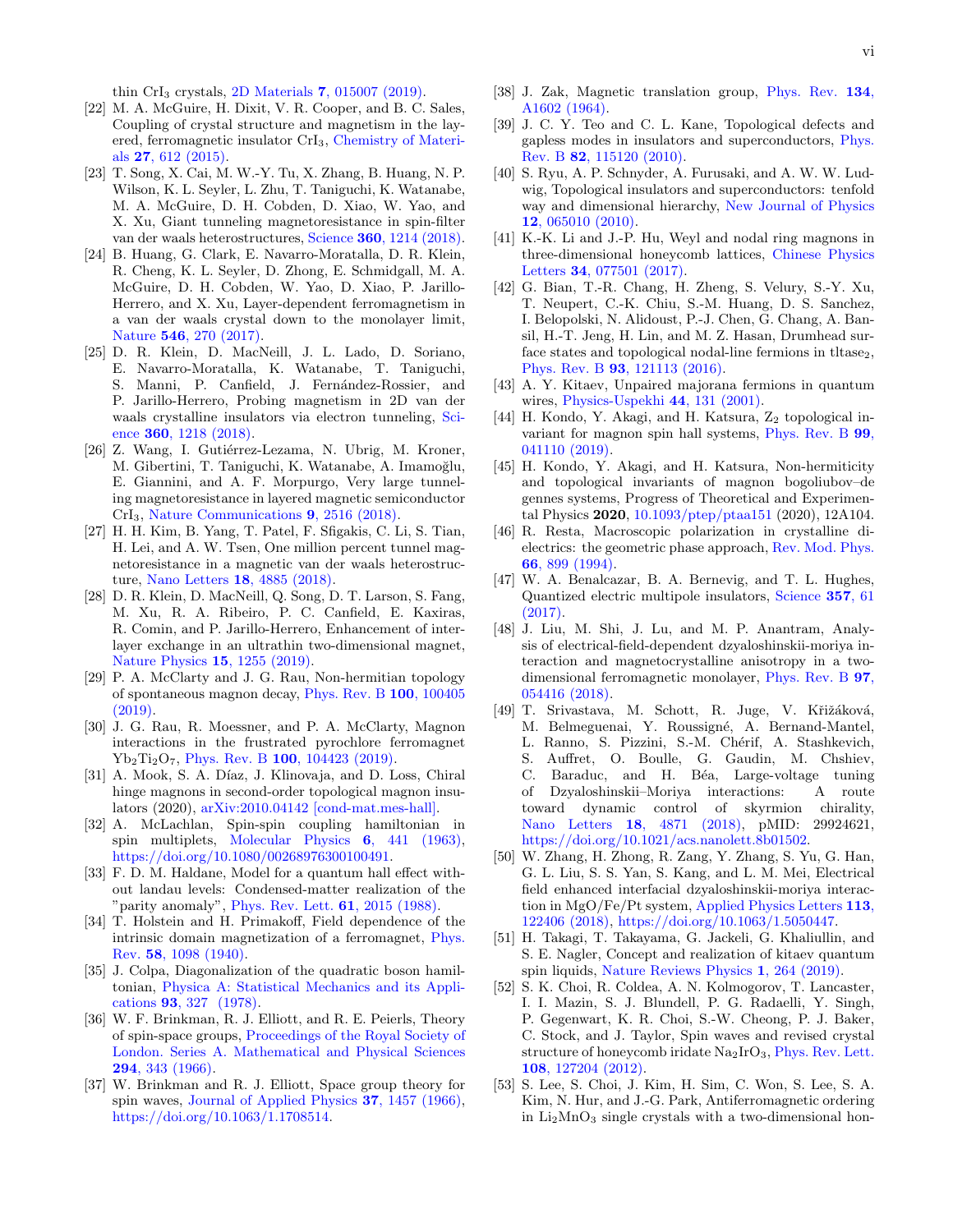thin $CrI_3$ crystals, 2D Materials **7**, 015007 (2019).

[22] M. A. McGuire, H. Dixit, V. R. Cooper, and B. C. Sales, Coupling of crystal structure and magnetism in the layered, ferromagnetic insulator $CrI_3$, Chemistry of Materials **27**, 612 (2015).

[23] T. Song, X. Cai, M. W.-Y. Tu, X. Zhang, B. Huang, N. P. Wilson, K. L. Seyler, L. Zhu, T. Taniguchi, K. Watanabe, M. A. McGuire, D. H. Cobden, D. Xiao, W. Yao, and X. Xu, Giant tunneling magnetoresistance in spin-filter van der waals heterostructures, Science **360**, 1214 (2018).

[24] B. Huang, G. Clark, E. Navarro-Moratalla, D. R. Klein, R. Cheng, K. L. Seyler, D. Zhong, E. Schmidgall, M. A. McGuire, D. H. Cobden, W. Yao, D. Xiao, P. Jarillo-Herrero, and X. Xu, Layer-dependent ferromagnetism in a van der waals crystal down to the monolayer limit, Nature **546**, 270 (2017).

[25] D. R. Klein, D. MacNeill, J. L. Lado, D. Soriano, E. Navarro-Moratalla, K. Watanabe, T. Taniguchi, S. Manni, P. Canfield, J. Fernández-Rossier, and P. Jarillo-Herrero, Probing magnetism in 2D van der waals crystalline insulators via electron tunneling, Science **360**, 1218 (2018).

[26] Z. Wang, I. Gutiérrez-Lezama, N. Ubrig, M. Kroner, M. Gibertini, T. Taniguchi, K. Watanabe, A. Imamoğlu, E. Giannini, and A. F. Morpurgo, Very large tunneling magnetoresistance in layered magnetic semiconductor $CrI_3$, Nature Communications **9**, 2516 (2018).

[27] H. H. Kim, B. Yang, T. Patel, F. Sfigakis, C. Li, S. Tian, H. Lei, and A. W. Tsen, One million percent tunnel magnetoresistance in a magnetic van der waals heterostructure, Nano Letters **18**, 4885 (2018).

[28] D. R. Klein, D. MacNeill, Q. Song, D. T. Larson, S. Fang, M. Xu, R. A. Ribeiro, P. C. Canfield, E. Kaxiras, R. Comin, and P. Jarillo-Herrero, Enhancement of interlayer exchange in an ultrathin two-dimensional magnet, Nature Physics **15**, 1255 (2019).

[29] P. A. McClarty and J. G. Rau, Non-hermitian topology of spontaneous magnon decay, Phys. Rev. B **100**, 100405 (2019).

[30] J. G. Rau, R. Moessner, and P. A. McClarty, Magnon interactions in the frustrated pyrochlore ferromagnet $Yb_2Ti_2O_7$, Phys. Rev. B **100**, 104423 (2019).

[31] A. Mook, S. A. Díaz, J. Klinovaja, and D. Loss, Chiral hinge magnons in second-order topological magnon insulators (2020), arXiv:2010.04142 [cond-mat.mes-hall].

[32] A. McLachlan, Spin-spin coupling hamiltonian in spin multiplets, Molecular Physics **6**, 441 (1963), https://doi.org/10.1080/00268976300100491.

[33] F. D. M. Haldane, Model for a quantum hall effect without landau levels: Condensed-matter realization of the "parity anomaly", Phys. Rev. Lett. **61**, 2015 (1988).

[34] T. Holstein and H. Primakoff, Field dependence of the intrinsic domain magnetization of a ferromagnet, Phys. Rev. **58**, 1098 (1940).

[35] J. Colpa, Diagonalization of the quadratic boson hamiltonian, Physica A: Statistical Mechanics and its Applications **93**, 327 (1978).

[36] W. F. Brinkman, R. J. Elliott, and R. E. Peierls, Theory of spin-space groups, Proceedings of the Royal Society of London. Series A. Mathematical and Physical Sciences **294**, 343 (1966).

[37] W. Brinkman and R. J. Elliott, Space group theory for spin waves, Journal of Applied Physics **37**, 1457 (1966), https://doi.org/10.1063/1.1708514.

[38] J. Zak, Magnetic translation group, Phys. Rev. **134**, A1602 (1964).

[39] J. C. Y. Teo and C. L. Kane, Topological defects and gapless modes in insulators and superconductors, Phys. Rev. B **82**, 115120 (2010).

[40] S. Ryu, A. P. Schnyder, A. Furusaki, and A. W. W. Ludwig, Topological insulators and superconductors: tenfold way and dimensional hierarchy, New Journal of Physics **12**, 065010 (2010).

[41] K.-K. Li and J.-P. Hu, Weyl and nodal ring magnons in three-dimensional honeycomb lattices, Chinese Physics Letters **34**, 077501 (2017).

[42] G. Bian, T.-R. Chang, H. Zheng, S. Velury, S.-Y. Xu, T. Neupert, C.-K. Chiu, S.-M. Huang, D. S. Sanchez, I. Belopolski, N. Alidoust, P.-J. Chen, G. Chang, A. Bansil, H.-T. Jeng, H. Lin, and M. Z. Hasan, Drumhead surface states and topological nodal-line fermions in $tltase_2$, Phys. Rev. B **93**, 121113 (2016).

[43] A. Y. Kitaev, Unpaired majorana fermions in quantum wires, Physics-Uspekhi **44**, 131 (2001).

[44] H. Kondo, Y. Akagi, and H. Katsura, $Z_2$ topological invariant for magnon spin hall systems, Phys. Rev. B **99**, 041110 (2019).

[45] H. Kondo, Y. Akagi, and H. Katsura, Non-hermiticity and topological invariants of magnon bogoliubov–de gennes systems, Progress of Theoretical and Experimental Physics **2020**, 10.1093/ptep/ptaa151 (2020), 12A104.

[46] R. Resta, Macroscopic polarization in crystalline dielectrics: the geometric phase approach, Rev. Mod. Phys. **66**, 899 (1994).

[47] W. A. Benalcazar, B. A. Bernevig, and T. L. Hughes, Quantized electric multipole insulators, Science **357**, 61 (2017).

[48] J. Liu, M. Shi, J. Lu, and M. P. Anantram, Analysis of electrical-field-dependent dzyaloshinskii-moriya interaction and magnetocrystalline anisotropy in a two-dimensional ferromagnetic monolayer, Phys. Rev. B **97**, 054416 (2018).

[49] T. Srivastava, M. Schott, R. Juge, V. Křižáková, M. Belmeguenai, Y. Roussigné, A. Bernand-Mantel, L. Ranno, S. Pizzini, S.-M. Chérif, A. Stashkevich, S. Auffret, O. Boulle, G. Gaudin, M. Chshiev, C. Baraduc, and H. Béa, Large-voltage tuning of Dzyaloshinskii–Moriya interactions: A route toward dynamic control of skyrmion chirality, Nano Letters **18**, 4871 (2018), pMID: 29924621, https://doi.org/10.1021/acs.nanolett.8b01502.

[50] W. Zhang, H. Zhong, R. Zang, Y. Zhang, S. Yu, G. Han, G. L. Liu, S. S. Yan, S. Kang, and L. M. Mei, Electrical field enhanced interfacial dzyaloshinskii-moriya interaction in MgO/Fe/Pt system, Applied Physics Letters **113**, 122406 (2018), https://doi.org/10.1063/1.5050447.

[51] H. Takagi, T. Takayama, G. Jackeli, G. Khaliullin, and S. E. Nagler, Concept and realization of kitaev quantum spin liquids, Nature Reviews Physics **1**, 264 (2019).

[52] S. K. Choi, R. Coldea, A. N. Kolmogorov, T. Lancaster, I. I. Mazin, S. J. Blundell, P. G. Radaelli, Y. Singh, P. Gegenwart, K. R. Choi, S.-W. Cheong, P. J. Baker, C. Stock, and J. Taylor, Spin waves and revised crystal structure of honeycomb iridate $Na_2IrO_3$, Phys. Rev. Lett. **108**, 127204 (2012).

[53] S. Lee, S. Choi, J. Kim, H. Sim, C. Won, S. Lee, S. A. Kim, N. Hur, and J.-G. Park, Antiferromagnetic ordering in $Li_2MnO_3$ single crystals with a two-dimensional hon-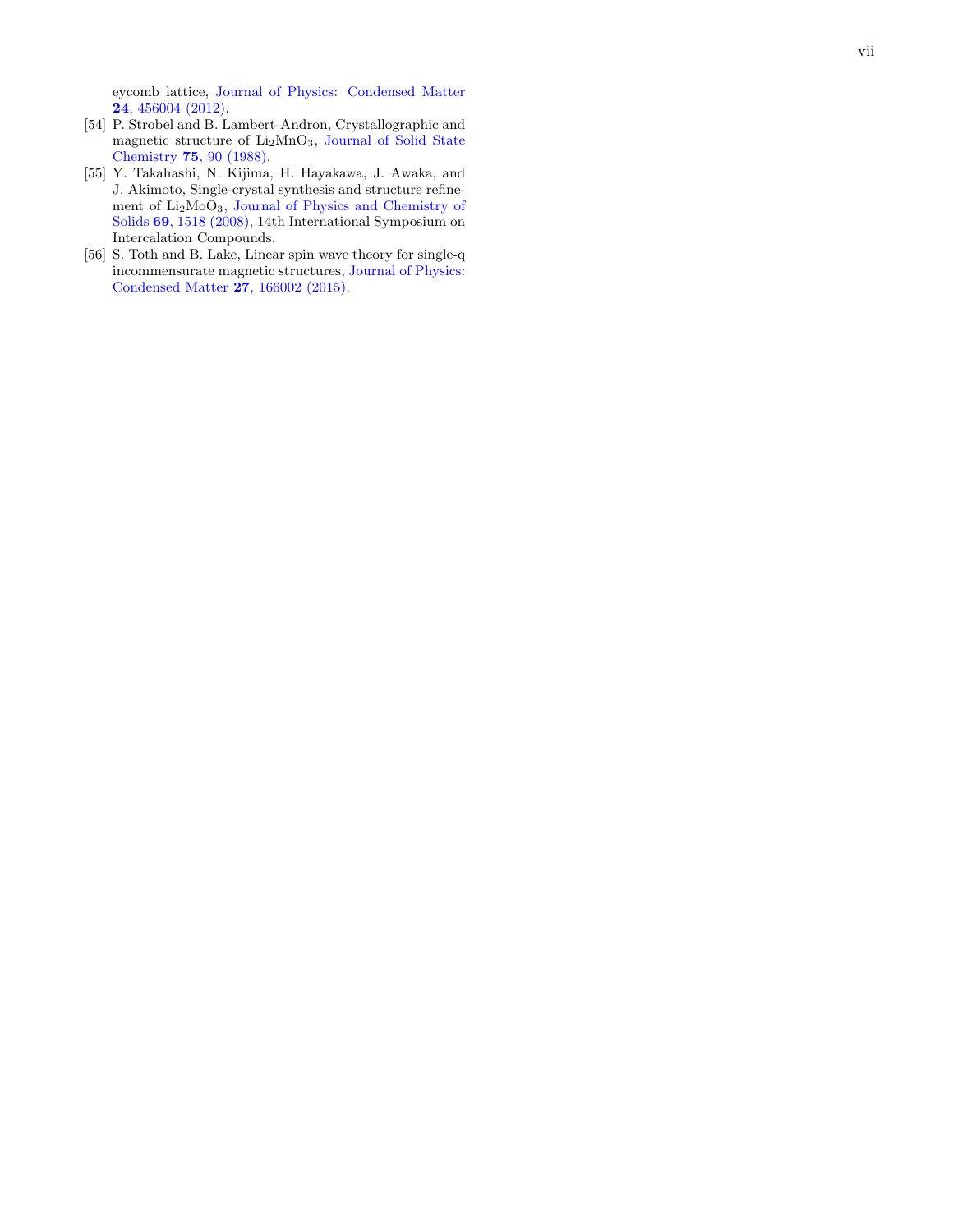eycomb lattice, Journal of Physics: Condensed Matter **24**, 456004 (2012).

[54] P. Strobel and B. Lambert-Andron, Crystallographic and magnetic structure of $Li_2MnO_3$, Journal of Solid State Chemistry **75**, 90 (1988).

[55] Y. Takahashi, N. Kijima, H. Hayakawa, J. Awaka, and J. Akimoto, Single-crystal synthesis and structure refinement of $Li_2MoO_3$, Journal of Physics and Chemistry of Solids **69**, 1518 (2008), 14th International Symposium on Intercalation Compounds.

[56] S. Toth and B. Lake, Linear spin wave theory for single-q incommensurate magnetic structures, Journal of Physics: Condensed Matter **27**, 166002 (2015).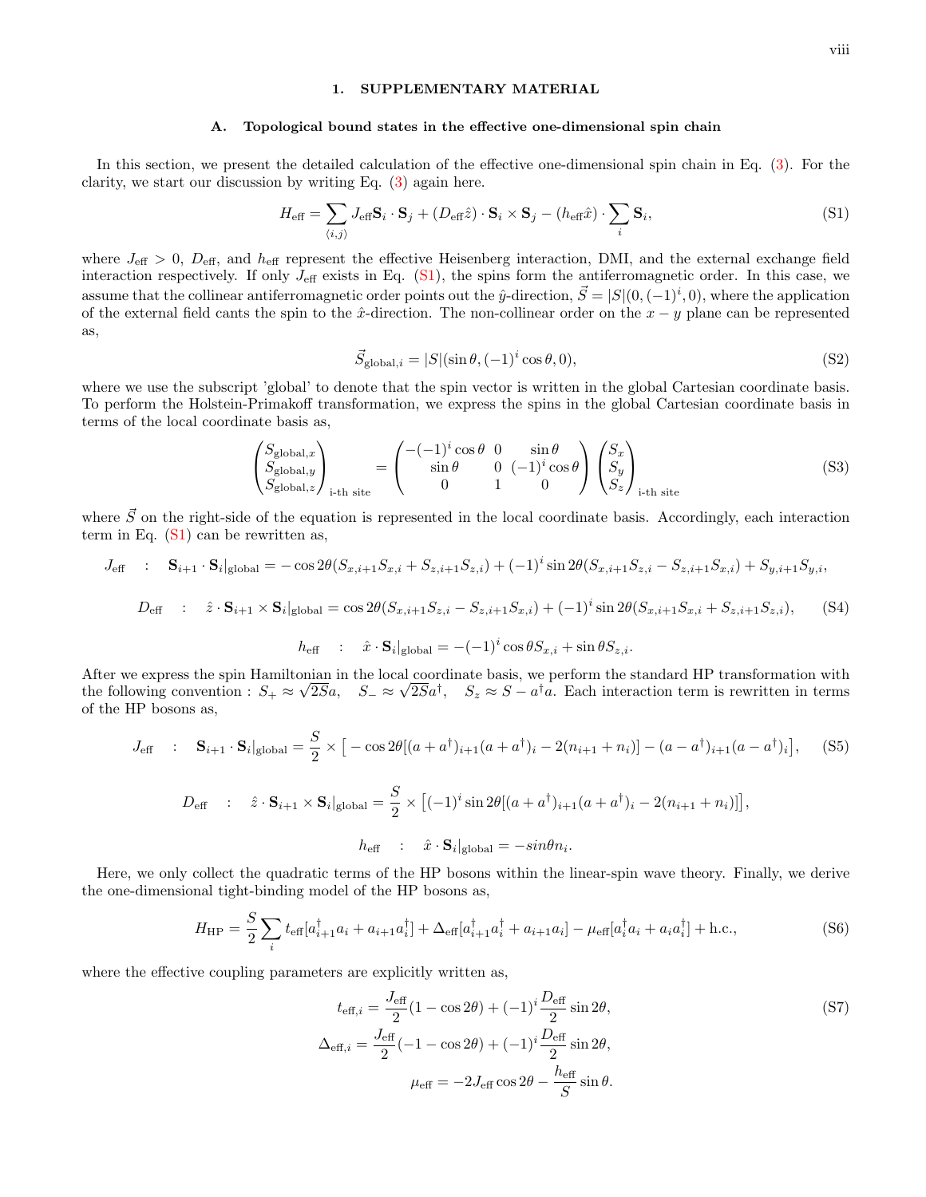# 1. SUPPLEMENTARY MATERIAL

## A. Topological bound states in the effective one-dimensional spin chain

In this section, we present the detailed calculation of the effective one-dimensional spin chain in Eq. (3). For the clarity, we start our discussion by writing Eq. (3) again here.

$$H_{\text{eff}} = \sum_{\langle i,j \rangle} J_{\text{eff}} \mathbf{S}_i \cdot \mathbf{S}_j + (D_{\text{eff}} \hat{z}) \cdot \mathbf{S}_i \times \mathbf{S}_j - (h_{\text{eff}} \hat{x}) \cdot \sum_i \mathbf{S}_i, \tag{S1}$$

where $J_{\text{eff}} > 0$, $D_{\text{eff}}$, and $h_{\text{eff}}$ represent the effective Heisenberg interaction, DMI, and the external exchange field interaction respectively. If only $J_{\text{eff}}$ exists in Eq. (S1), the spins form the antiferromagnetic order. In this case, we assume that the collinear antiferromagnetic order points out the $\hat{y}$-direction, $\vec{S} = |S|(0, (-1)^i, 0)$, where the application of the external field cants the spin to the $\hat{x}$-direction. The non-collinear order on the $x-y$ plane can be represented as,

$$\vec{S}_{\text{global},i} = |S|(\sin\theta, (-1)^i \cos\theta, 0), \tag{S2}$$

where we use the subscript 'global' to denote that the spin vector is written in the global Cartesian coordinate basis. To perform the Holstein-Primakoff transformation, we express the spins in the global Cartesian coordinate basis in terms of the local coordinate basis as,

$$\begin{pmatrix} S_{\text{global},x} \\ S_{\text{global},y} \\ S_{\text{global},z} \end{pmatrix}_{\text{i-th site}} = \begin{pmatrix} -(-1)^i \cos\theta & 0 & \sin\theta \\ \sin\theta & 0 & (-1)^i \cos\theta \\ 0 & 1 & 0 \end{pmatrix} \begin{pmatrix} S_x \\ S_y \\ S_z \end{pmatrix}_{\text{i-th site}} \tag{S3}$$

where $\vec{S}$ on the right-side of the equation is represented in the local coordinate basis. Accordingly, each interaction term in Eq. (S1) can be rewritten as,

$$J_{\text{eff}} \quad : \quad \mathbf{S}_{i+1} \cdot \mathbf{S}_i|_{\text{global}} = -\cos 2\theta (S_{x,i+1} S_{x,i} + S_{z,i+1} S_{z,i}) + (-1)^i \sin 2\theta (S_{x,i+1} S_{z,i} - S_{z,i+1} S_{x,i}) + S_{y,i+1} S_{y,i},$$

$$D_{\text{eff}} \quad : \quad \hat{z} \cdot \mathbf{S}_{i+1} \times \mathbf{S}_i|_{\text{global}} = \cos 2\theta (S_{x,i+1} S_{z,i} - S_{z,i+1} S_{x,i}) + (-1)^i \sin 2\theta (S_{x,i+1} S_{x,i} + S_{z,i+1} S_{z,i}), \tag{S4}$$

$$h_{\text{eff}} \quad : \quad \hat{x} \cdot \mathbf{S}_i|_{\text{global}} = -(-1)^i \cos\theta S_{x,i} + \sin\theta S_{z,i}.$$

After we express the spin Hamiltonian in the local coordinate basis, we perform the standard HP transformation with the following convention : $S_+ \approx \sqrt{2S} a$, $S_- \approx \sqrt{2S} a^\dagger$, $S_z \approx S - a^\dagger a$. Each interaction term is rewritten in terms of the HP bosons as,

$$J_{\text{eff}} \quad : \quad \mathbf{S}_{i+1} \cdot \mathbf{S}_i|_{\text{global}} = \frac{S}{2} \times \left[ -\cos 2\theta [(a + a^\dagger)_{i+1} (a + a^\dagger)_i - 2(n_{i+1} + n_i)] - (a - a^\dagger)_{i+1} (a - a^\dagger)_i \right], \tag{S5}$$

$$D_{\text{eff}} \quad : \quad \hat{z} \cdot \mathbf{S}_{i+1} \times \mathbf{S}_i|_{\text{global}} = \frac{S}{2} \times \left[ (-1)^i \sin 2\theta [(a + a^\dagger)_{i+1} (a + a^\dagger)_i - 2(n_{i+1} + n_i)] \right],$$

$$h_{\text{eff}} \quad : \quad \hat{x} \cdot \mathbf{S}_i|_{\text{global}} = -sin\theta n_i.$$

Here, we only collect the quadratic terms of the HP bosons within the linear-spin wave theory. Finally, we derive the one-dimensional tight-binding model of the HP bosons as,

$$H_{\text{HP}} = \frac{S}{2} \sum_i t_{\text{eff}} [a_{i+1}^\dagger a_i + a_{i+1} a_i^\dagger] + \Delta_{\text{eff}} [a_{i+1}^\dagger a_i^\dagger + a_{i+1} a_i] - \mu_{\text{eff}} [a_i^\dagger a_i + a_i a_i^\dagger] + \text{h.c.}, \tag{S6}$$

where the effective coupling parameters are explicitly written as,

$$\begin{aligned} t_{\text{eff},i} &= \frac{J_{\text{eff}}}{2} (1 - \cos 2\theta) + (-1)^i \frac{D_{\text{eff}}}{2} \sin 2\theta, \\ \Delta_{\text{eff},i} &= \frac{J_{\text{eff}}}{2} (-1 - \cos 2\theta) + (-1)^i \frac{D_{\text{eff}}}{2} \sin 2\theta, \\ \mu_{\text{eff}} &= -2 J_{\text{eff}} \cos 2\theta - \frac{h_{\text{eff}}}{S} \sin\theta. \end{aligned} \tag{S7}$$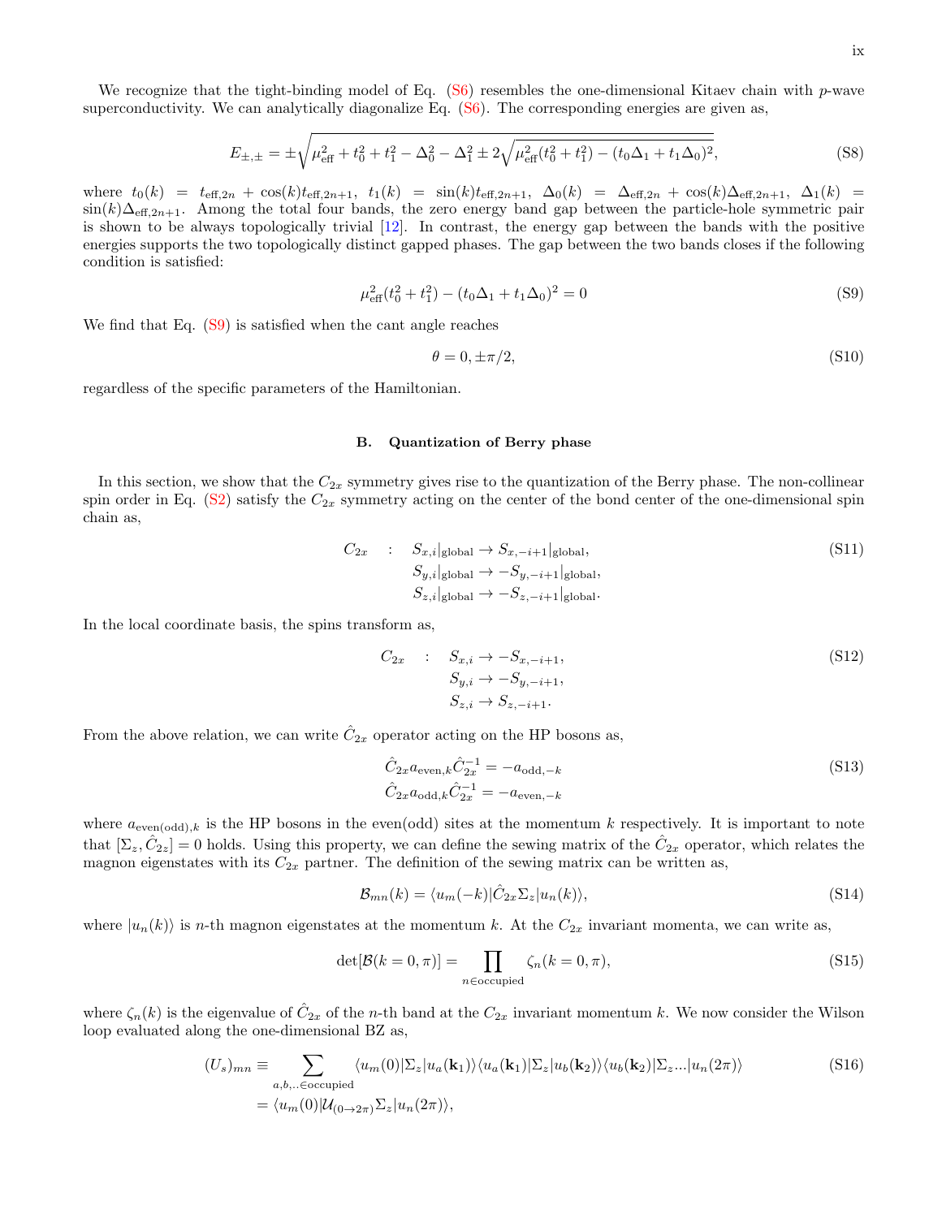We recognize that the tight-binding model of Eq. (S6) resembles the one-dimensional Kitaev chain with $p$-wave superconductivity. We can analytically diagonalize Eq. (S6). The corresponding energies are given as,

$$E_{\pm,\pm} = \pm\sqrt{\mu_{\rm eff}^2 + t_0^2 + t_1^2 - \Delta_0^2 - \Delta_1^2 \pm 2\sqrt{\mu_{\rm eff}^2(t_0^2+t_1^2) - (t_0\Delta_1 + t_1\Delta_0)^2}}, \tag{S8}$$

where $t_0(k) = t_{{\rm eff},2n} + \cos(k)t_{{\rm eff},2n+1}$, $t_1(k) = \sin(k)t_{{\rm eff},2n+1}$, $\Delta_0(k) = \Delta_{{\rm eff},2n} + \cos(k)\Delta_{{\rm eff},2n+1}$, $\Delta_1(k) = \sin(k)\Delta_{{\rm eff},2n+1}$. Among the total four bands, the zero energy band gap between the particle-hole symmetric pair is shown to be always topologically trivial [12]. In contrast, the energy gap between the bands with the positive energies supports the two topologically distinct gapped phases. The gap between the two bands closes if the following condition is satisfied:

$$\mu_{\rm eff}^2(t_0^2+t_1^2) - (t_0\Delta_1 + t_1\Delta_0)^2 = 0 \tag{S9}$$

We find that Eq. (S9) is satisfied when the cant angle reaches

$$\theta = 0, \pm\pi/2, \tag{S10}$$

regardless of the specific parameters of the Hamiltonian.

### B. Quantization of Berry phase

In this section, we show that the $C_{2x}$ symmetry gives rise to the quantization of the Berry phase. The non-collinear spin order in Eq. (S2) satisfy the $C_{2x}$ symmetry acting on the center of the bond center of the one-dimensional spin chain as,

$$\begin{aligned} C_{2x} \quad : \quad & S_{x,i}|_{\rm global} \to S_{x,-i+1}|_{\rm global}, \\ & S_{y,i}|_{\rm global} \to -S_{y,-i+1}|_{\rm global}, \\ & S_{z,i}|_{\rm global} \to -S_{z,-i+1}|_{\rm global}. \end{aligned} \tag{S11}$$

In the local coordinate basis, the spins transform as,

$$\begin{aligned} C_{2x} \quad : \quad & S_{x,i} \to -S_{x,-i+1}, \\ & S_{y,i} \to -S_{y,-i+1}, \\ & S_{z,i} \to S_{z,-i+1}. \end{aligned} \tag{S12}$$

From the above relation, we can write $\hat{C}_{2x}$ operator acting on the HP bosons as,

$$\begin{aligned} \hat{C}_{2x} a_{{\rm even},k} \hat{C}_{2x}^{-1} &= -a_{{\rm odd},-k} \\ \hat{C}_{2x} a_{{\rm odd},k} \hat{C}_{2x}^{-1} &= -a_{{\rm even},-k} \end{aligned} \tag{S13}$$

where $a_{{\rm even(odd)},k}$ is the HP bosons in the even(odd) sites at the momentum $k$ respectively. It is important to note that $[\Sigma_z, \hat{C}_{2z}] = 0$ holds. Using this property, we can define the sewing matrix of the $\hat{C}_{2x}$ operator, which relates the magnon eigenstates with its $C_{2x}$ partner. The definition of the sewing matrix can be written as,

$$\mathcal{B}_{mn}(k) = \langle u_m(-k)|\hat{C}_{2x}\Sigma_z|u_n(k)\rangle, \tag{S14}$$

where $|u_n(k)\rangle$ is $n$-th magnon eigenstates at the momentum $k$. At the $C_{2x}$ invariant momenta, we can write as,

$$\det[\mathcal{B}(k=0,\pi)] = \prod_{n\in{\rm occupied}} \zeta_n(k=0,\pi), \tag{S15}$$

where $\zeta_n(k)$ is the eigenvalue of $\hat{C}_{2x}$ of the $n$-th band at the $C_{2x}$ invariant momentum $k$. We now consider the Wilson loop evaluated along the one-dimensional BZ as,

$$\begin{aligned} (U_s)_{mn} &\equiv \sum_{a,b,..\in{\rm occupied}} \langle u_m(0)|\Sigma_z|u_a(\mathbf{k}_1)\rangle\langle u_a(\mathbf{k}_1)|\Sigma_z|u_b(\mathbf{k}_2)\rangle\langle u_b(\mathbf{k}_2)|\Sigma_z...|u_n(2\pi)\rangle \\ &= \langle u_m(0)|\mathcal{U}_{(0\to 2\pi)}\Sigma_z|u_n(2\pi)\rangle, \end{aligned} \tag{S16}$$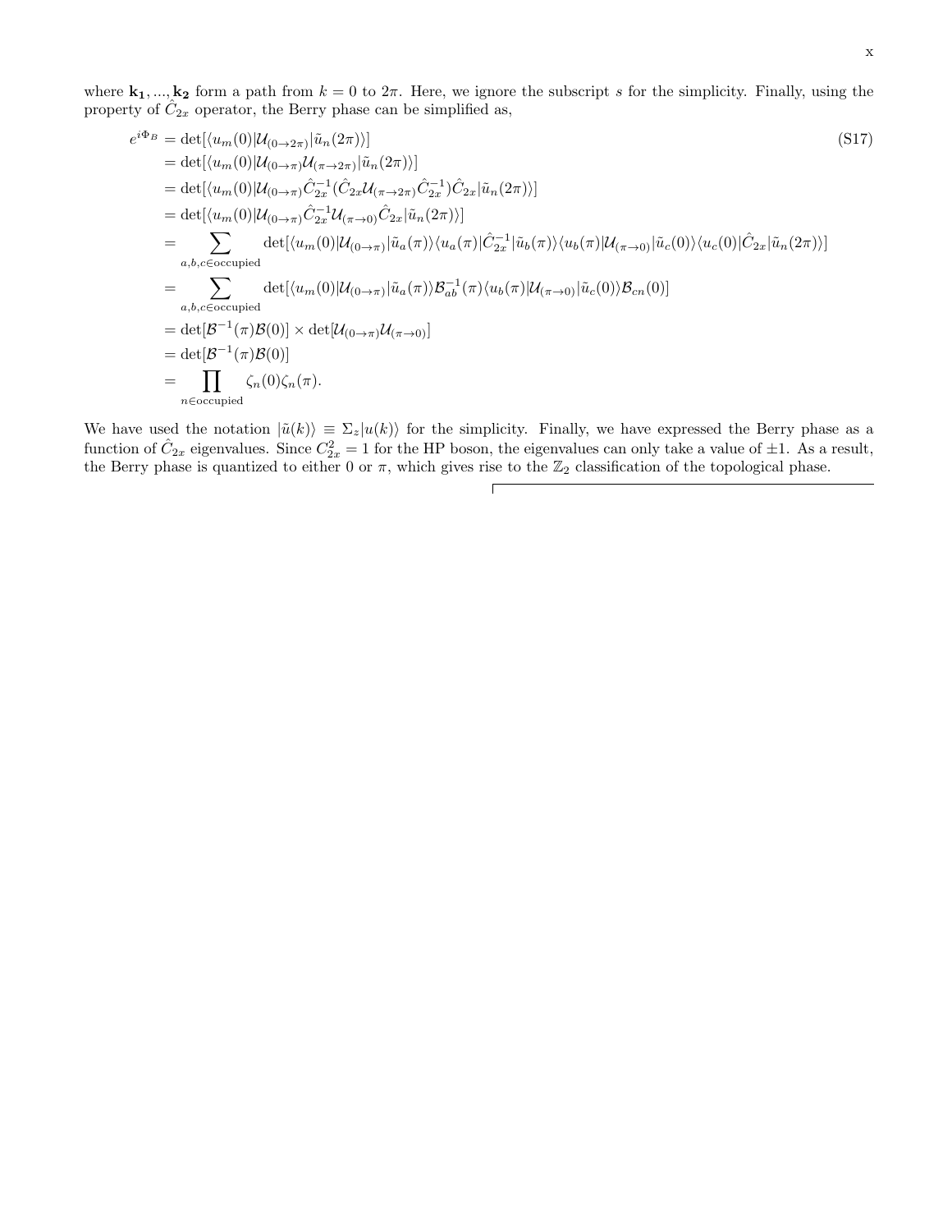where $\mathbf{k_1}, ..., \mathbf{k_2}$ form a path from $k = 0$ to $2\pi$. Here, we ignore the subscript $s$ for the simplicity. Finally, using the property of $\hat{C}_{2x}$ operator, the Berry phase can be simplified as,

$$
\begin{aligned}
e^{i\Phi_B} &= \det[\langle u_m(0)|\mathcal{U}_{(0\to 2\pi)}|\tilde{u}_n(2\pi)\rangle] \\
&= \det[\langle u_m(0)|\mathcal{U}_{(0\to\pi)}\mathcal{U}_{(\pi\to 2\pi)}|\tilde{u}_n(2\pi)\rangle] \\
&= \det[\langle u_m(0)|\mathcal{U}_{(0\to\pi)}\hat{C}_{2x}^{-1}(\hat{C}_{2x}\mathcal{U}_{(\pi\to 2\pi)}\hat{C}_{2x}^{-1})\hat{C}_{2x}|\tilde{u}_n(2\pi)\rangle] \\
&= \det[\langle u_m(0)|\mathcal{U}_{(0\to\pi)}\hat{C}_{2x}^{-1}\mathcal{U}_{(\pi\to 0)}\hat{C}_{2x}|\tilde{u}_n(2\pi)\rangle] \\
&= \sum_{a,b,c\in\text{occupied}} \det[\langle u_m(0)|\mathcal{U}_{(0\to\pi)}|\tilde{u}_a(\pi)\rangle\langle u_a(\pi)|\hat{C}_{2x}^{-1}|\tilde{u}_b(\pi)\rangle\langle u_b(\pi)|\mathcal{U}_{(\pi\to 0)}|\tilde{u}_c(0)\rangle\langle u_c(0)|\hat{C}_{2x}|\tilde{u}_n(2\pi)\rangle] \\
&= \sum_{a,b,c\in\text{occupied}} \det[\langle u_m(0)|\mathcal{U}_{(0\to\pi)}|\tilde{u}_a(\pi)\rangle\mathcal{B}_{ab}^{-1}(\pi)\langle u_b(\pi)|\mathcal{U}_{(\pi\to 0)}|\tilde{u}_c(0)\rangle\mathcal{B}_{cn}(0)] \\
&= \det[\mathcal{B}^{-1}(\pi)\mathcal{B}(0)] \times \det[\mathcal{U}_{(0\to\pi)}\mathcal{U}_{(\pi\to 0)}] \\
&= \det[\mathcal{B}^{-1}(\pi)\mathcal{B}(0)] \\
&= \prod_{n\in\text{occupied}} \zeta_n(0)\zeta_n(\pi).
\end{aligned}
\tag{S17}
$$

We have used the notation $|\tilde{u}(k)\rangle \equiv \Sigma_z|u(k)\rangle$ for the simplicity. Finally, we have expressed the Berry phase as a function of $\hat{C}_{2x}$ eigenvalues. Since $C_{2x}^2 = 1$ for the HP boson, the eigenvalues can only take a value of $\pm 1$. As a result, the Berry phase is quantized to either 0 or $\pi$, which gives rise to the $\mathbb{Z}_2$ classification of the topological phase.